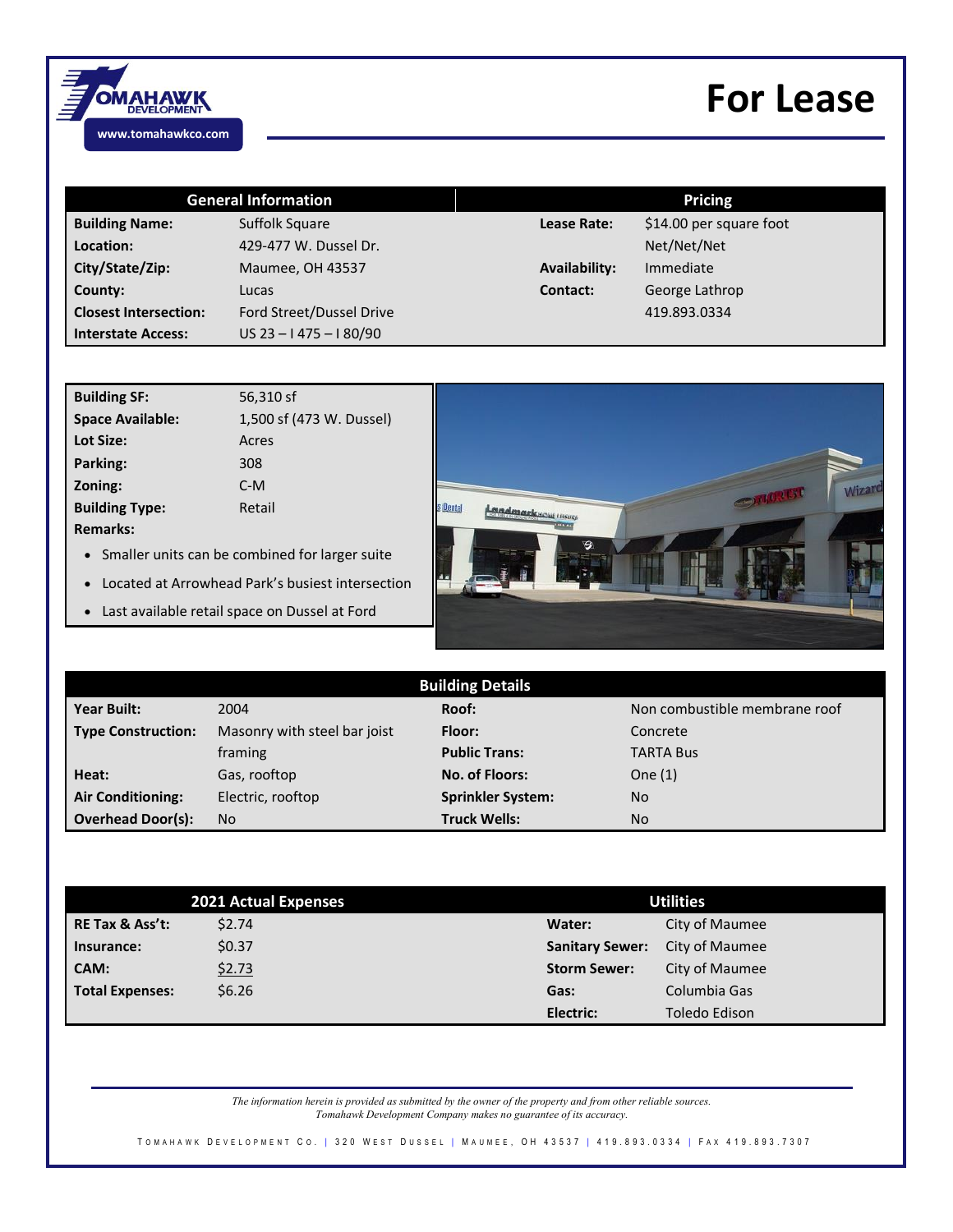www.tomahawkco.com

# For Lease

| General Information | | Pricing | |
|---|---|---|---|
| **Building Name:** | Suffolk Square | **Lease Rate:** | $14.00 per square foot |
| **Location:** | 429-477 W. Dussel Dr. | | Net/Net/Net |
| **City/State/Zip:** | Maumee, OH 43537 | **Availability:** | Immediate |
| **County:** | Lucas | **Contact:** | George Lathrop |
| **Closest Intersection:** | Ford Street/Dussel Drive | | 419.893.0334 |
| **Interstate Access:** | US 23 – I 475 – I 80/90 | | |

| | |
|---|---|
| **Building SF:** | 56,310 sf |
| **Space Available:** | 1,500 sf (473 W. Dussel) |
| **Lot Size:** | Acres |
| **Parking:** | 308 |
| **Zoning:** | C-M |
| **Building Type:** | Retail |

**Remarks:**

- Smaller units can be combined for larger suite
- Located at Arrowhead Park's busiest intersection
- Last available retail space on Dussel at Ford

| Building Details | | | |
|---|---|---|---|
| **Year Built:** | 2004 | **Roof:** | Non combustible membrane roof |
| **Type Construction:** | Masonry with steel bar joist framing | **Floor:** | Concrete |
| | | **Public Trans:** | TARTA Bus |
| **Heat:** | Gas, rooftop | **No. of Floors:** | One (1) |
| **Air Conditioning:** | Electric, rooftop | **Sprinkler System:** | No |
| **Overhead Door(s):** | No | **Truck Wells:** | No |

| 2021 Actual Expenses | | Utilities | |
|---|---|---|---|
| **RE Tax & Ass't:** | $2.74 | **Water:** | City of Maumee |
| **Insurance:** | $0.37 | **Sanitary Sewer:** | City of Maumee |
| **CAM:** | $2.73 | **Storm Sewer:** | City of Maumee |
| **Total Expenses:** | $6.26 | **Gas:** | Columbia Gas |
| | | **Electric:** | Toledo Edison |

*The information herein is provided as submitted by the owner of the property and from other reliable sources. Tomahawk Development Company makes no guarantee of its accuracy.*

TOMAHAWK DEVELOPMENT CO. | 320 WEST DUSSEL | MAUMEE, OH 43537 | 419.893.0334 | FAX 419.893.7307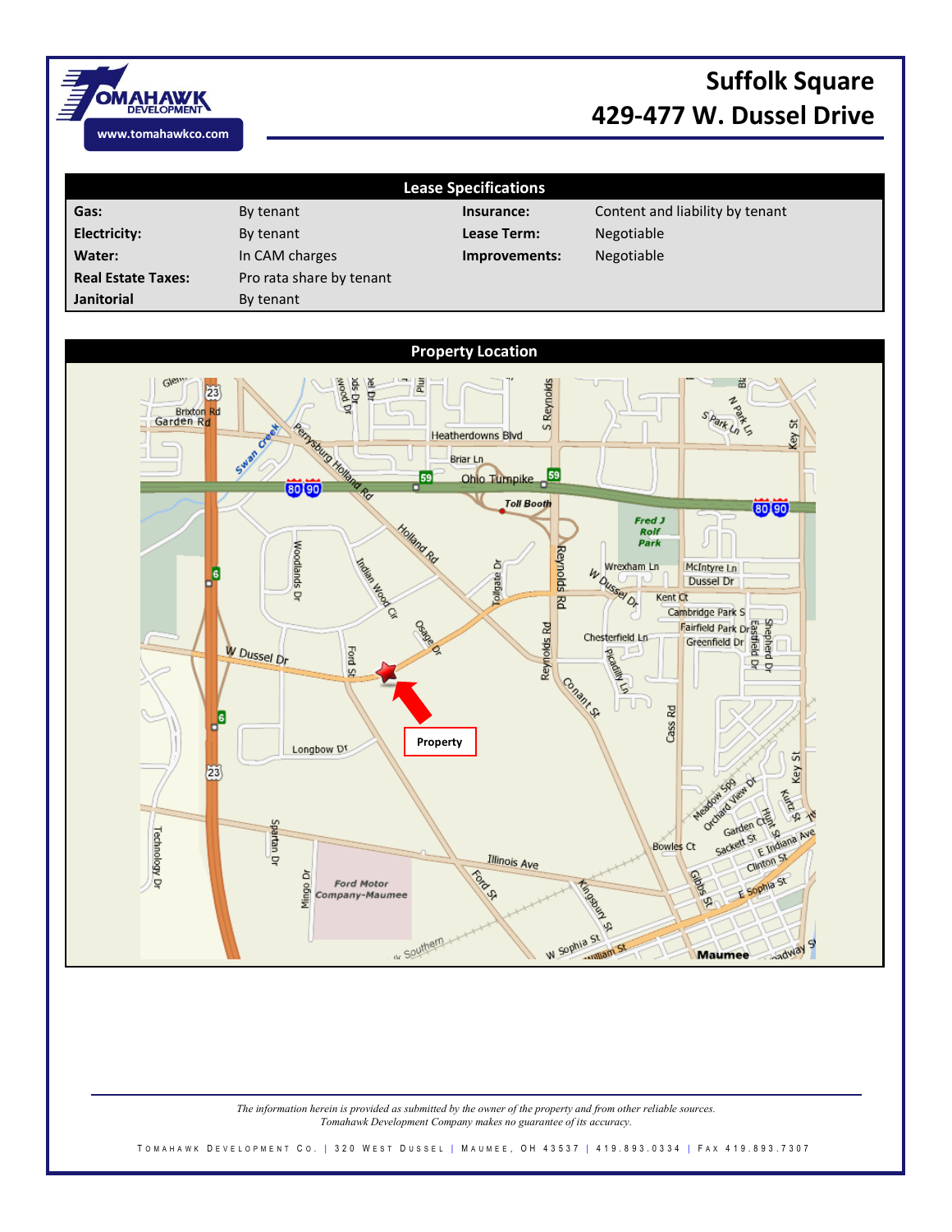# Suffolk Square
# 429-477 W. Dussel Drive

www.tomahawkco.com

## Lease Specifications

| | | | |
|---|---|---|---|
| **Gas:** | By tenant | **Insurance:** | Content and liability by tenant |
| **Electricity:** | By tenant | **Lease Term:** | Negotiable |
| **Water:** | In CAM charges | **Improvements:** | Negotiable |
| **Real Estate Taxes:** | Pro rata share by tenant | | |
| **Janitorial** | By tenant | | |

## Property Location

*The information herein is provided as submitted by the owner of the property and from other reliable sources. Tomahawk Development Company makes no guarantee of its accuracy.*

TOMAHAWK DEVELOPMENT CO. | 320 WEST DUSSEL | MAUMEE, OH 43537 | 419.893.0334 | FAX 419.893.7307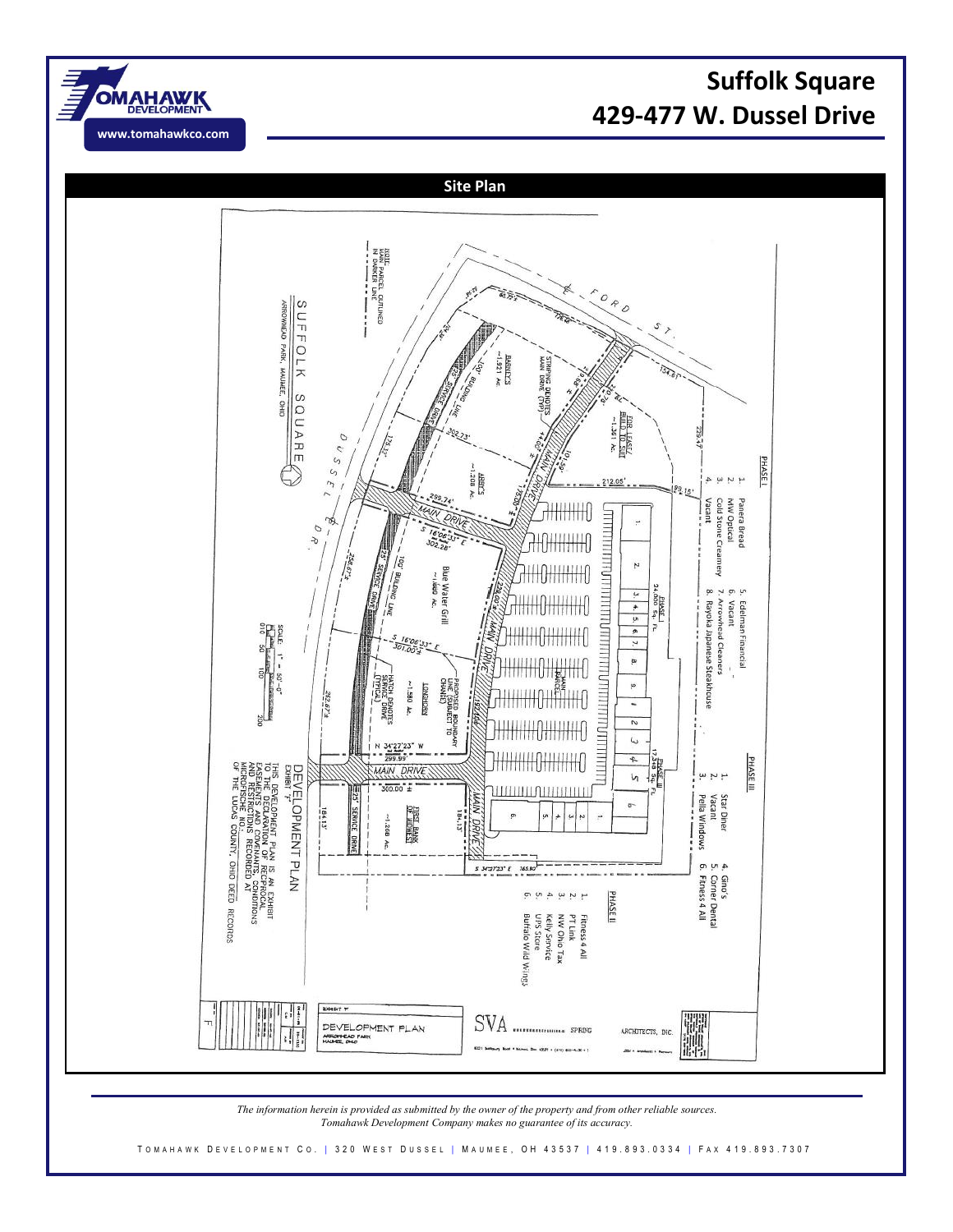# Suffolk Square
## 429-477 W. Dussel Drive

### Site Plan

**PHASE I**
1. Panera Bread
2. NW Optical
3. Cold Stone Creamery
4. Vacant
5. Edelman Financial
6. Vacant
7. Arrowhead Cleaners
8. Rayoka Japanese Steakhouse

**PHASE III**
1. Star Diner
2. Vacant
3. Pella Windows
4. Gino's
5. Corner Dental
6. Fitness 4 All

**PHASE II**
1. Fitness 4 All
2. PT Link
3. NW Ohio Tax
4. Kelly Service
5. UPS Store
6. Buffalo Wild Wings

SUFFOLK SQUARE
ARROWHEAD PARK, MAUMEE, OHIO

DEVELOPMENT PLAN
EXHIBIT "F"

THIS DEVELOPMENT PLAN IS AN EXHIBIT TO THE DECLARATION OF RECIPROCAL EASEMENTS AND COVENANTS, CONDITIONS AND RESTRICTIONS RECORDED AT MICROFICHE NO. ___ OF THE LUCAS COUNTY, OHIO DEED RECORDS

Labels: FORD ST.; DUSSEL DR.; MAIN DRIVE; SERVICE DRIVE; BARNEYS ~1.921 Ac.; FOR LEASE/BUILD TO SUIT ~1.361 Ac.; ARBY'S ~1.208 Ac.; Blue Water Grill ~1.660 Ac.; LONGHORN ~1.580 Ac.; FIRST BANK OF THE MIDWEST ~1.268 Ac.; MAIN PARCEL; PHASE I 24,000 Sq. Ft.; PHASE III 17,348 Sq. Ft.; NOTE: MAIN PARCEL OUTLINED IN DARKER LINE; STRIPING DENOTES MAIN DRIVE (TYP.); HATCH DENOTES SERVICE DRIVE (TYPICAL); PROPOSED BOUNDARY LINE (SUBJECT TO CHANGE); 100' BUILDING LINE; SCALE: 1" = 50'-0"

SVA ARCHITECTS, INC.

*The information herein is provided as submitted by the owner of the property and from other reliable sources. Tomahawk Development Company makes no guarantee of its accuracy.*

TOMAHAWK DEVELOPMENT CO. | 320 WEST DUSSEL | MAUMEE, OH 43537 | 419.893.0334 | FAX 419.893.7307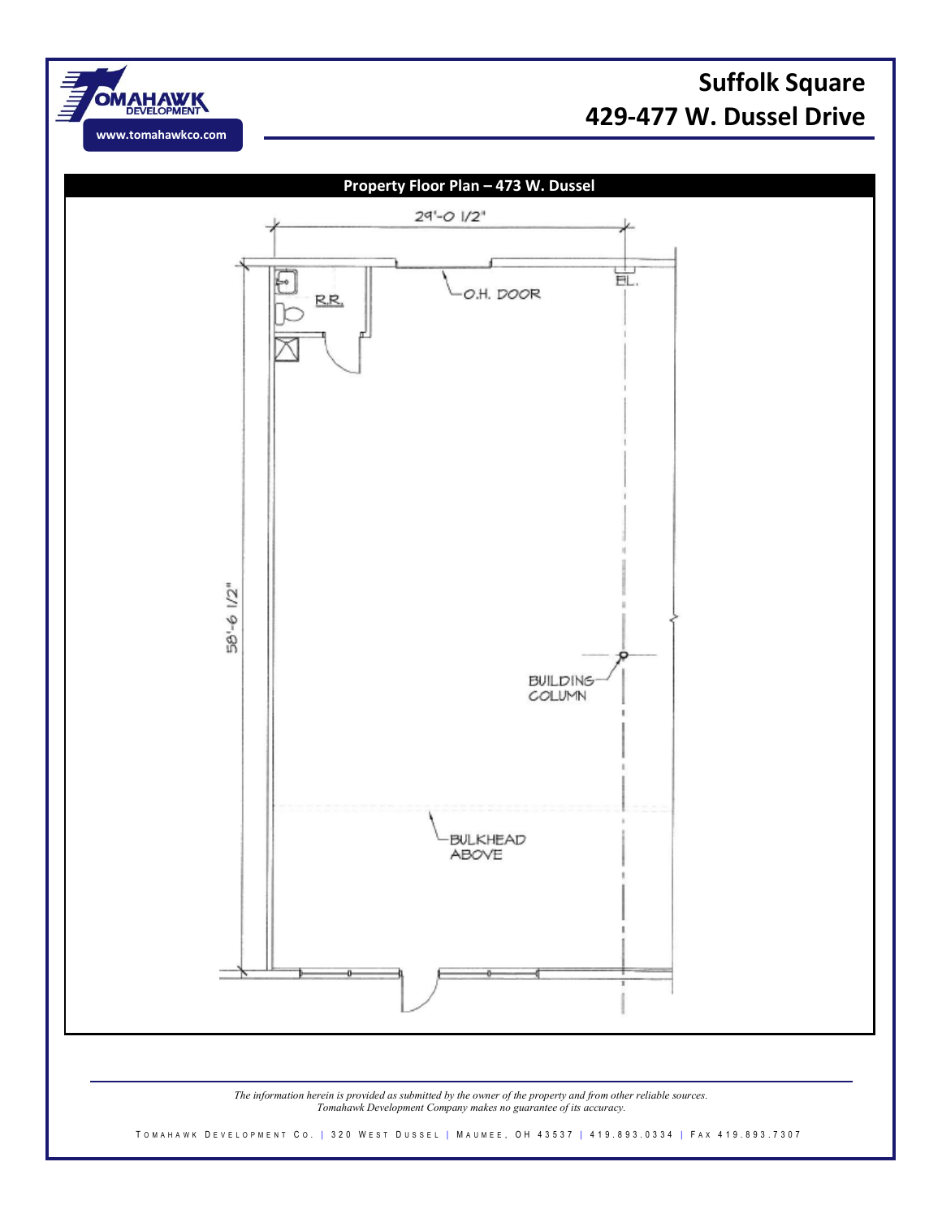# Suffolk Square
# 429-477 W. Dussel Drive

www.tomahawkco.com

## Property Floor Plan – 473 W. Dussel

29'-0 1/2"

58'-6 1/2"

R.R.

O.H. DOOR

EL.

BUILDING COLUMN

BULKHEAD ABOVE

*The information herein is provided as submitted by the owner of the property and from other reliable sources.*
*Tomahawk Development Company makes no guarantee of its accuracy.*

TOMAHAWK DEVELOPMENT CO. | 320 WEST DUSSEL | MAUMEE, OH 43537 | 419.893.0334 | FAX 419.893.7307